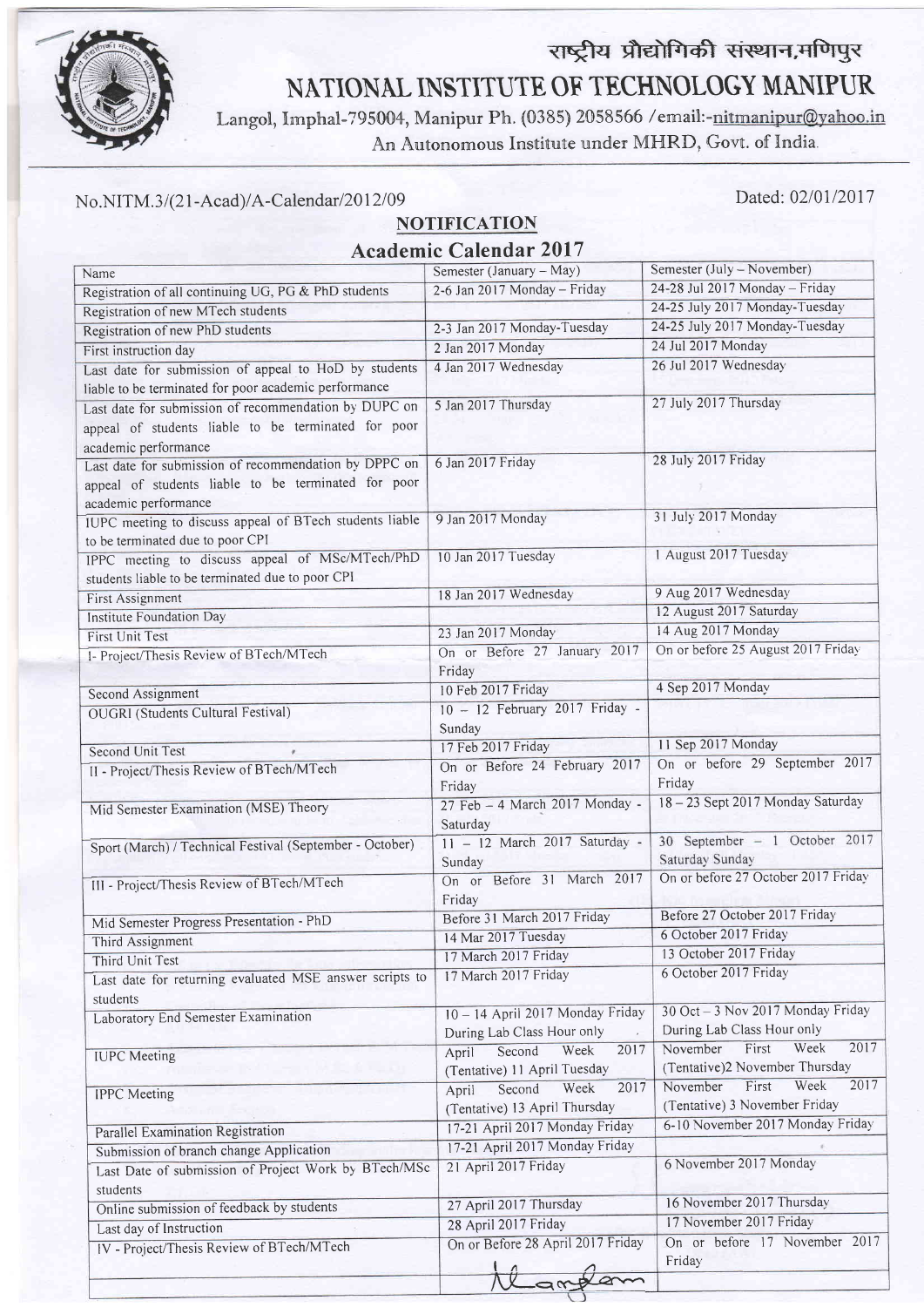# राष्ट्रीय प्रौद्योगिकी संस्थान,मणिपुर

# NATIONAL INSTITUTE OF TECHNOLOGY MANIPUR

Langol, Imphal-795004, Manipur Ph. (0385) 2058566 /email:-nitmanipur@yahoo.in

An Autonomous Institute under MHRD, Govt. of India.

No.NITM.3/(21-Acad)/A-Calendar/2012/09

Dated: 02/01/2017

## NOTIFICATION

## Academic Calendar 2017

| Name | Semester (January – May) | Semester (July – November) |
|---|---|---|
| Registration of all continuing UG, PG & PhD students | 2-6 Jan 2017 Monday – Friday | 24-28 Jul 2017 Monday – Friday |
| Registration of new MTech students | | 24-25 July 2017 Monday-Tuesday |
| Registration of new PhD students | 2-3 Jan 2017 Monday-Tuesday | 24-25 July 2017 Monday-Tuesday |
| First instruction day | 2 Jan 2017 Monday | 24 Jul 2017 Monday |
| Last date for submission of appeal to HoD by students liable to be terminated for poor academic performance | 4 Jan 2017 Wednesday | 26 Jul 2017 Wednesday |
| Last date for submission of recommendation by DUPC on appeal of students liable to be terminated for poor academic performance | 5 Jan 2017 Thursday | 27 July 2017 Thursday |
| Last date for submission of recommendation by DPPC on appeal of students liable to be terminated for poor academic performance | 6 Jan 2017 Friday | 28 July 2017 Friday |
| IUPC meeting to discuss appeal of BTech students liable to be terminated due to poor CPI | 9 Jan 2017 Monday | 31 July 2017 Monday |
| IPPC meeting to discuss appeal of MSc/MTech/PhD students liable to be terminated due to poor CPI | 10 Jan 2017 Tuesday | 1 August 2017 Tuesday |
| First Assignment | 18 Jan 2017 Wednesday | 9 Aug 2017 Wednesday |
| Institute Foundation Day | | 12 August 2017 Saturday |
| First Unit Test | 23 Jan 2017 Monday | 14 Aug 2017 Monday |
| I- Project/Thesis Review of BTech/MTech | On or Before 27 January 2017 Friday | On or before 25 August 2017 Friday |
| Second Assignment | 10 Feb 2017 Friday | 4 Sep 2017 Monday |
| OUGRI (Students Cultural Festival) | 10 – 12 February 2017 Friday - Sunday | |
| Second Unit Test | 17 Feb 2017 Friday | 11 Sep 2017 Monday |
| II - Project/Thesis Review of BTech/MTech | On or Before 24 February 2017 Friday | On or before 29 September 2017 Friday |
| Mid Semester Examination (MSE) Theory | 27 Feb – 4 March 2017 Monday - Saturday | 18 – 23 Sept 2017 Monday Saturday |
| Sport (March) / Technical Festival (September - October) | 11 – 12 March 2017 Saturday - Sunday | 30 September – 1 October 2017 Saturday Sunday |
| III - Project/Thesis Review of BTech/MTech | On or Before 31 March 2017 Friday | On or before 27 October 2017 Friday |
| Mid Semester Progress Presentation - PhD | Before 31 March 2017 Friday | Before 27 October 2017 Friday |
| Third Assignment | 14 Mar 2017 Tuesday | 6 October 2017 Friday |
| Third Unit Test | 17 March 2017 Friday | 13 October 2017 Friday |
| Last date for returning evaluated MSE answer scripts to students | 17 March 2017 Friday | 6 October 2017 Friday |
| Laboratory End Semester Examination | 10 – 14 April 2017 Monday Friday During Lab Class Hour only | 30 Oct – 3 Nov 2017 Monday Friday During Lab Class Hour only |
| IUPC Meeting | April Second Week 2017 (Tentative) 11 April Tuesday | November First Week 2017 (Tentative)2 November Thursday |
| IPPC Meeting | April Second Week 2017 (Tentative) 13 April Thursday | November First Week 2017 (Tentative) 3 November Friday |
| Parallel Examination Registration | 17-21 April 2017 Monday Friday | 6-10 November 2017 Monday Friday |
| Submission of branch change Application | 17-21 April 2017 Monday Friday | |
| Last Date of submission of Project Work by BTech/MSc students | 21 April 2017 Friday | 6 November 2017 Monday |
| Online submission of feedback by students | 27 April 2017 Thursday | 16 November 2017 Thursday |
| Last day of Instruction | 28 April 2017 Friday | 17 November 2017 Friday |
| IV - Project/Thesis Review of BTech/MTech | On or Before 28 April 2017 Friday | On or before 17 November 2017 Friday |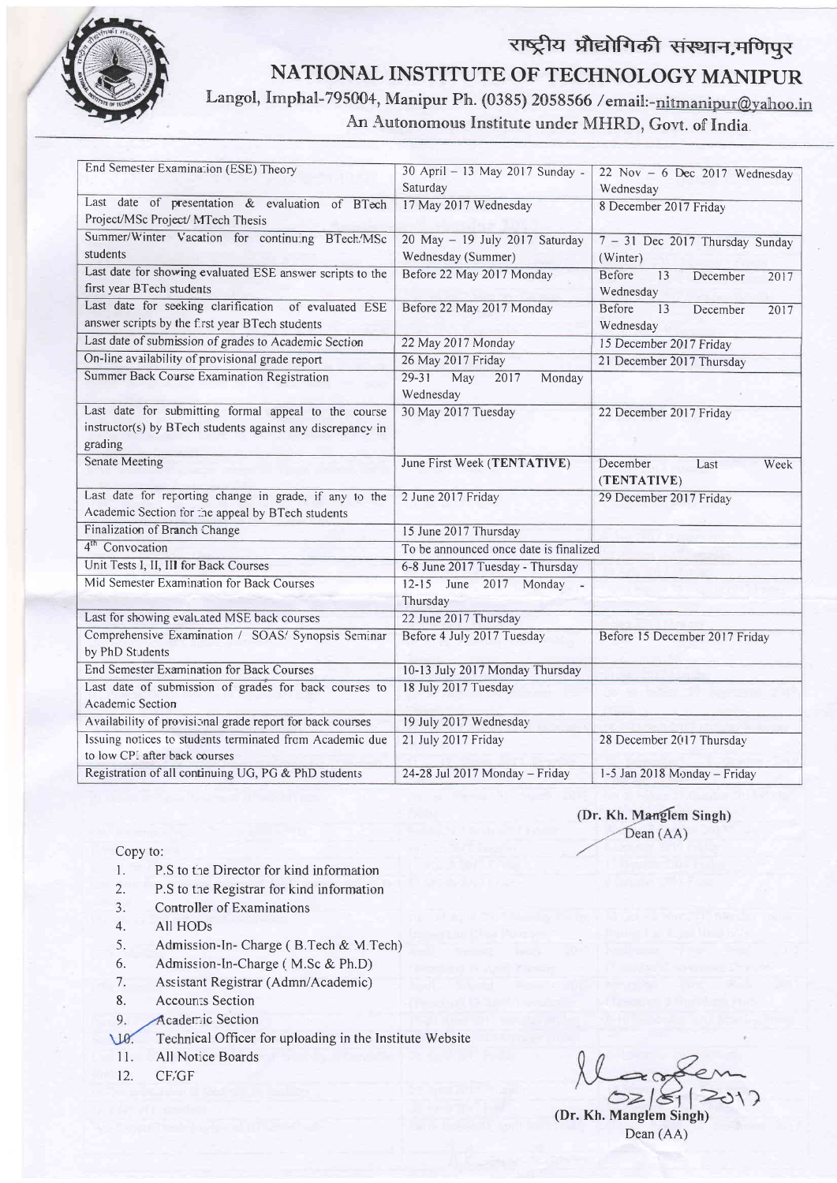# राष्ट्रीय प्रौद्योगिकी संस्थान,मणिपुर

# NATIONAL INSTITUTE OF TECHNOLOGY MANIPUR

Langol, Imphal-795004, Manipur Ph. (0385) 2058566 /email:-nitmanipur@yahoo.in

An Autonomous Institute under MHRD, Govt. of India.

| | | |
|---|---|---|
| End Semester Examination (ESE) Theory | 30 April – 13 May 2017 Sunday - Saturday | 22 Nov – 6 Dec 2017 Wednesday Wednesday |
| Last date of presentation & evaluation of BTech Project/MSc Project/ MTech Thesis | 17 May 2017 Wednesday | 8 December 2017 Friday |
| Summer/Winter Vacation for continuing BTech/MSc students | 20 May – 19 July 2017 Saturday Wednesday (Summer) | 7 – 31 Dec 2017 Thursday Sunday (Winter) |
| Last date for showing evaluated ESE answer scripts to the first year BTech students | Before 22 May 2017 Monday | Before 13 December 2017 Wednesday |
| Last date for seeking clarification of evaluated ESE answer scripts by the first year BTech students | Before 22 May 2017 Monday | Before 13 December 2017 Wednesday |
| Last date of submission of grades to Academic Section | 22 May 2017 Monday | 15 December 2017 Friday |
| On-line availability of provisional grade report | 26 May 2017 Friday | 21 December 2017 Thursday |
| Summer Back Course Examination Registration | 29-31 May 2017 Monday Wednesday | |
| Last date for submitting formal appeal to the course instructor(s) by BTech students against any discrepancy in grading | 30 May 2017 Tuesday | 22 December 2017 Friday |
| Senate Meeting | June First Week (**TENTATIVE**) | December Last Week (**TENTATIVE**) |
| Last date for reporting change in grade, if any to the Academic Section for the appeal by BTech students | 2 June 2017 Friday | 29 December 2017 Friday |
| Finalization of Branch Change | 15 June 2017 Thursday | |
| 4th Convocation | To be announced once date is finalized | |
| Unit Tests I, II, III for Back Courses | 6-8 June 2017 Tuesday - Thursday | |
| Mid Semester Examination for Back Courses | 12-15 June 2017 Monday - Thursday | |
| Last for showing evaluated MSE back courses | 22 June 2017 Thursday | |
| Comprehensive Examination / SOAS/ Synopsis Seminar by PhD Students | Before 4 July 2017 Tuesday | Before 15 December 2017 Friday |
| End Semester Examination for Back Courses | 10-13 July 2017 Monday Thursday | |
| Last date of submission of grades for back courses to Academic Section | 18 July 2017 Tuesday | |
| Availability of provisional grade report for back courses | 19 July 2017 Wednesday | |
| Issuing notices to students terminated from Academic due to low CPI after back courses | 21 July 2017 Friday | 28 December 2017 Thursday |
| Registration of all continuing UG, PG & PhD students | 24-28 Jul 2017 Monday – Friday | 1-5 Jan 2018 Monday – Friday |

(Dr. Kh. Manglem Singh)
Dean (AA)

Copy to:

1. P.S to the Director for kind information
2. P.S to the Registrar for kind information
3. Controller of Examinations
4. All HODs
5. Admission-In- Charge ( B.Tech & M.Tech)
6. Admission-In-Charge ( M.Sc & Ph.D)
7. Assistant Registrar (Admn/Academic)
8. Accounts Section
9. Academic Section
10. Technical Officer for uploading in the Institute Website
11. All Notice Boards
12. CF/GF

02/08/2017

(Dr. Kh. Manglem Singh)
Dean (AA)